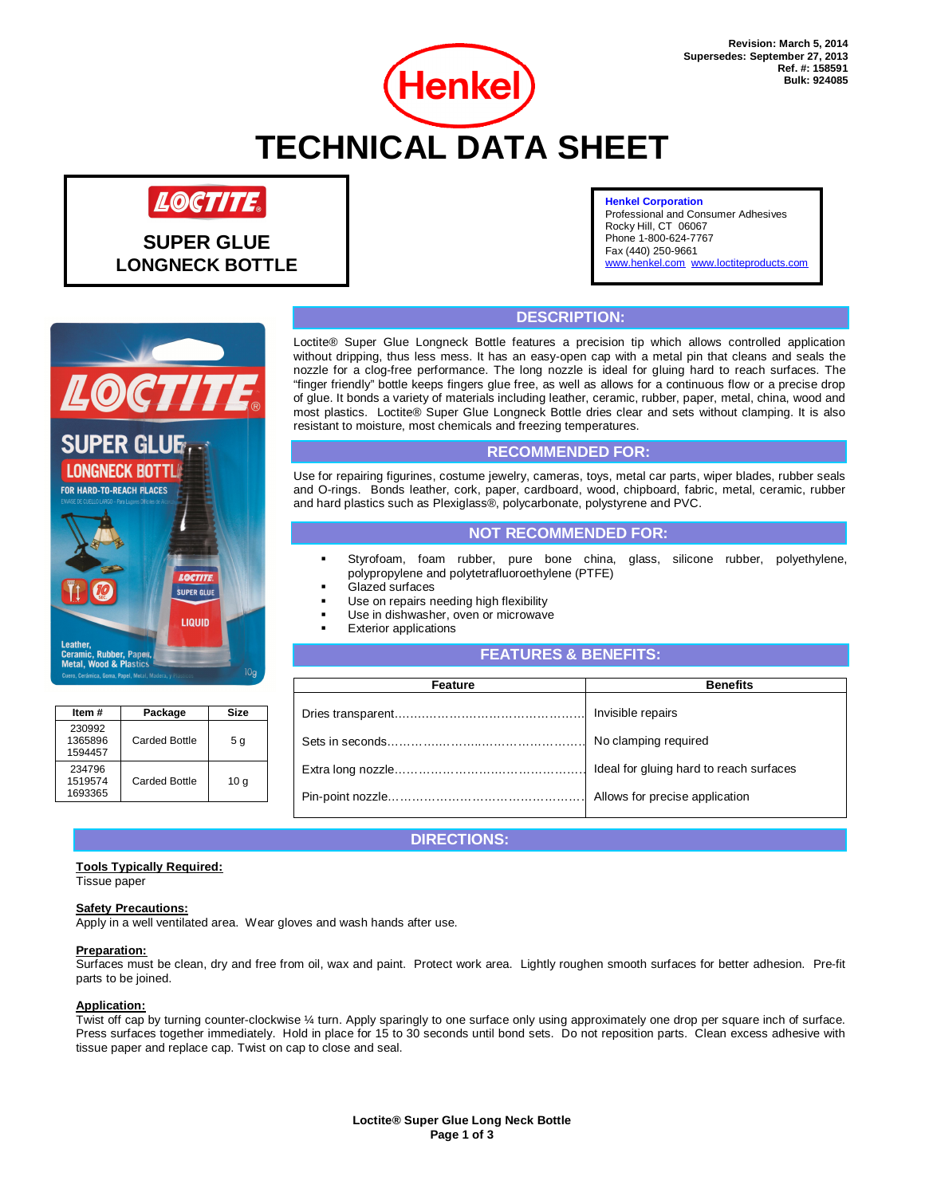Revision: March 5, 2014
Supersedes: September 27, 2013
Ref. #: 158591
Bulk: 924085

Henkel

# TECHNICAL DATA SHEET

## LOCTITE SUPER GLUE LONGNECK BOTTLE

**Henkel Corporation**
Professional and Consumer Adhesives
Rocky Hill, CT 06067
Phone 1-800-624-7767
Fax (440) 250-9661
www.henkel.com www.loctiteproducts.com

| Item # | Package | Size |
|---|---|---|
| 230992 1365896 1594457 | Carded Bottle | 5 g |
| 234796 1519574 1693365 | Carded Bottle | 10 g |

## DESCRIPTION:

Loctite® Super Glue Longneck Bottle features a precision tip which allows controlled application without dripping, thus less mess. It has an easy-open cap with a metal pin that cleans and seals the nozzle for a clog-free performance. The long nozzle is ideal for gluing hard to reach surfaces. The "finger friendly" bottle keeps fingers glue free, as well as allows for a continuous flow or a precise drop of glue. It bonds a variety of materials including leather, ceramic, rubber, paper, metal, china, wood and most plastics. Loctite® Super Glue Longneck Bottle dries clear and sets without clamping. It is also resistant to moisture, most chemicals and freezing temperatures.

## RECOMMENDED FOR:

Use for repairing figurines, costume jewelry, cameras, toys, metal car parts, wiper blades, rubber seals and O-rings. Bonds leather, cork, paper, cardboard, wood, chipboard, fabric, metal, ceramic, rubber and hard plastics such as Plexiglass®, polycarbonate, polystyrene and PVC.

## NOT RECOMMENDED FOR:

- Styrofoam, foam rubber, pure bone china, glass, silicone rubber, polyethylene, polypropylene and polytetrafluoroethylene (PTFE)
- Glazed surfaces
- Use on repairs needing high flexibility
- Use in dishwasher, oven or microwave
- Exterior applications

## FEATURES & BENEFITS:

| Feature | Benefits |
|---|---|
| Dries transparent………………………………………… | Invisible repairs |
| Sets in seconds…………………………………………… | No clamping required |
| Extra long nozzle………………………………………… | Ideal for gluing hard to reach surfaces |
| Pin-point nozzle…………………………………………… | Allows for precise application |

## DIRECTIONS:

**Tools Typically Required:**
Tissue paper

**Safety Precautions:**
Apply in a well ventilated area. Wear gloves and wash hands after use.

**Preparation:**
Surfaces must be clean, dry and free from oil, wax and paint. Protect work area. Lightly roughen smooth surfaces for better adhesion. Pre-fit parts to be joined.

**Application:**
Twist off cap by turning counter-clockwise ¼ turn. Apply sparingly to one surface only using approximately one drop per square inch of surface. Press surfaces together immediately. Hold in place for 15 to 30 seconds until bond sets. Do not reposition parts. Clean excess adhesive with tissue paper and replace cap. Twist on cap to close and seal.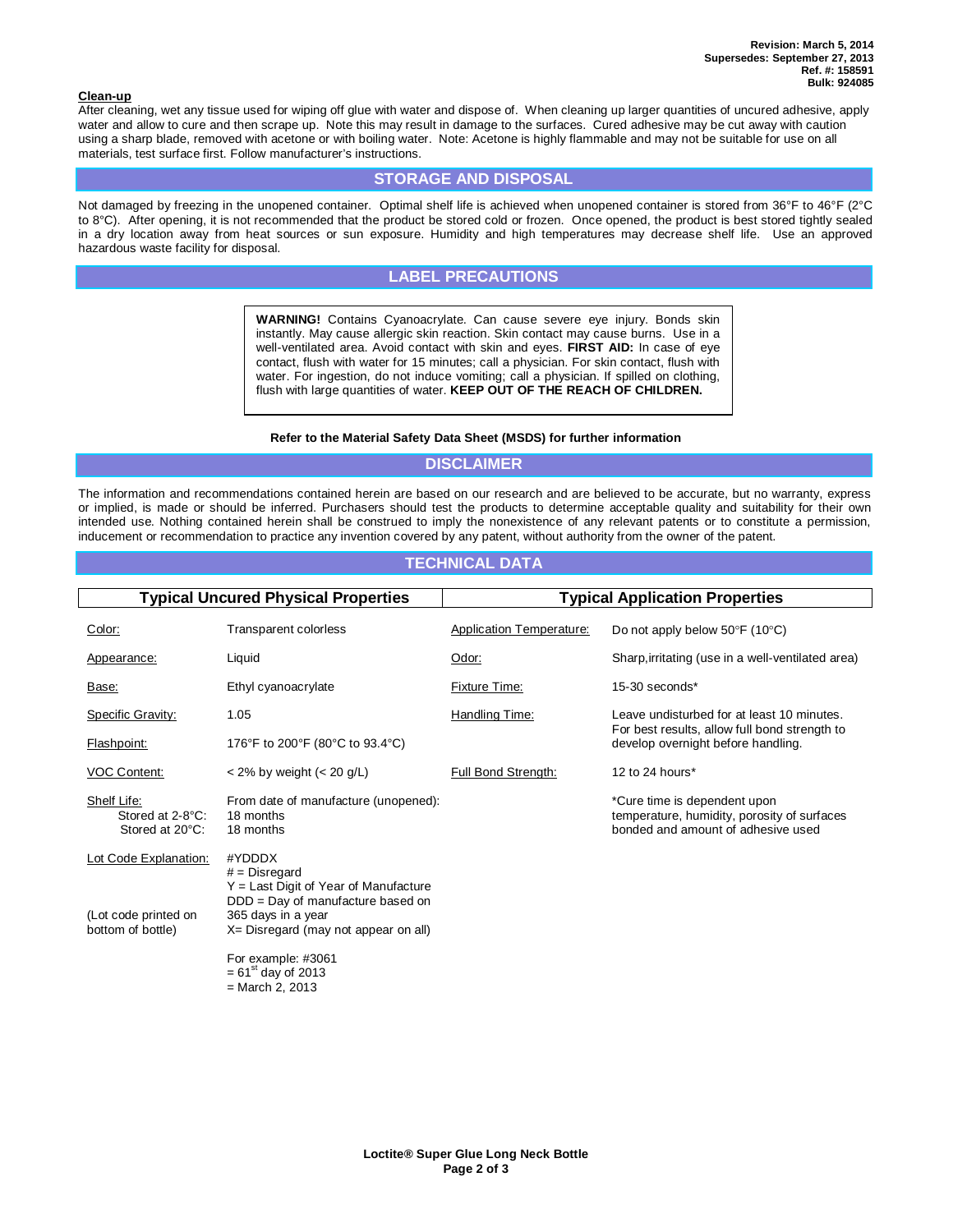Revision: March 5, 2014
Supersedes: September 27, 2013
Ref. #: 158591
Bulk: 924085

**Clean-up**

After cleaning, wet any tissue used for wiping off glue with water and dispose of. When cleaning up larger quantities of uncured adhesive, apply water and allow to cure and then scrape up. Note this may result in damage to the surfaces. Cured adhesive may be cut away with caution using a sharp blade, removed with acetone or with boiling water. Note: Acetone is highly flammable and may not be suitable for use on all materials, test surface first. Follow manufacturer's instructions.

## STORAGE AND DISPOSAL

Not damaged by freezing in the unopened container. Optimal shelf life is achieved when unopened container is stored from 36°F to 46°F (2°C to 8°C). After opening, it is not recommended that the product be stored cold or frozen. Once opened, the product is best stored tightly sealed in a dry location away from heat sources or sun exposure. Humidity and high temperatures may decrease shelf life. Use an approved hazardous waste facility for disposal.

## LABEL PRECAUTIONS

**WARNING!** Contains Cyanoacrylate. Can cause severe eye injury. Bonds skin instantly. May cause allergic skin reaction. Skin contact may cause burns. Use in a well-ventilated area. Avoid contact with skin and eyes. **FIRST AID:** In case of eye contact, flush with water for 15 minutes; call a physician. For skin contact, flush with water. For ingestion, do not induce vomiting; call a physician. If spilled on clothing, flush with large quantities of water. **KEEP OUT OF THE REACH OF CHILDREN.**

**Refer to the Material Safety Data Sheet (MSDS) for further information**

## DISCLAIMER

The information and recommendations contained herein are based on our research and are believed to be accurate, but no warranty, express or implied, is made or should be inferred. Purchasers should test the products to determine acceptable quality and suitability for their own intended use. Nothing contained herein shall be construed to imply the nonexistence of any relevant patents or to constitute a permission, inducement or recommendation to practice any invention covered by any patent, without authority from the owner of the patent.

## TECHNICAL DATA

| Typical Uncured Physical Properties | | Typical Application Properties | |
|---|---|---|---|
| Color: | Transparent colorless | Application Temperature: | Do not apply below 50°F (10°C) |
| Appearance: | Liquid | Odor: | Sharp,irritating (use in a well-ventilated area) |
| Base: | Ethyl cyanoacrylate | Fixture Time: | 15-30 seconds* |
| Specific Gravity: | 1.05 | Handling Time: | Leave undisturbed for at least 10 minutes. For best results, allow full bond strength to develop overnight before handling. |
| Flashpoint: | 176°F to 200°F (80°C to 93.4°C) | | |
| VOC Content: | < 2% by weight (< 20 g/L) | Full Bond Strength: | 12 to 24 hours* |
| Shelf Life:<br>Stored at 2-8°C:<br>Stored at 20°C: | From date of manufacture (unopened):<br>18 months<br>18 months | | *Cure time is dependent upon temperature, humidity, porosity of surfaces bonded and amount of adhesive used |
| Lot Code Explanation:<br><br>(Lot code printed on bottom of bottle) | #YDDDX<br># = Disregard<br>Y = Last Digit of Year of Manufacture<br>DDD = Day of manufacture based on 365 days in a year<br>X= Disregard (may not appear on all)<br><br>For example: #3061<br>= 61st day of 2013<br>= March 2, 2013 | | |

Loctite® Super Glue Long Neck Bottle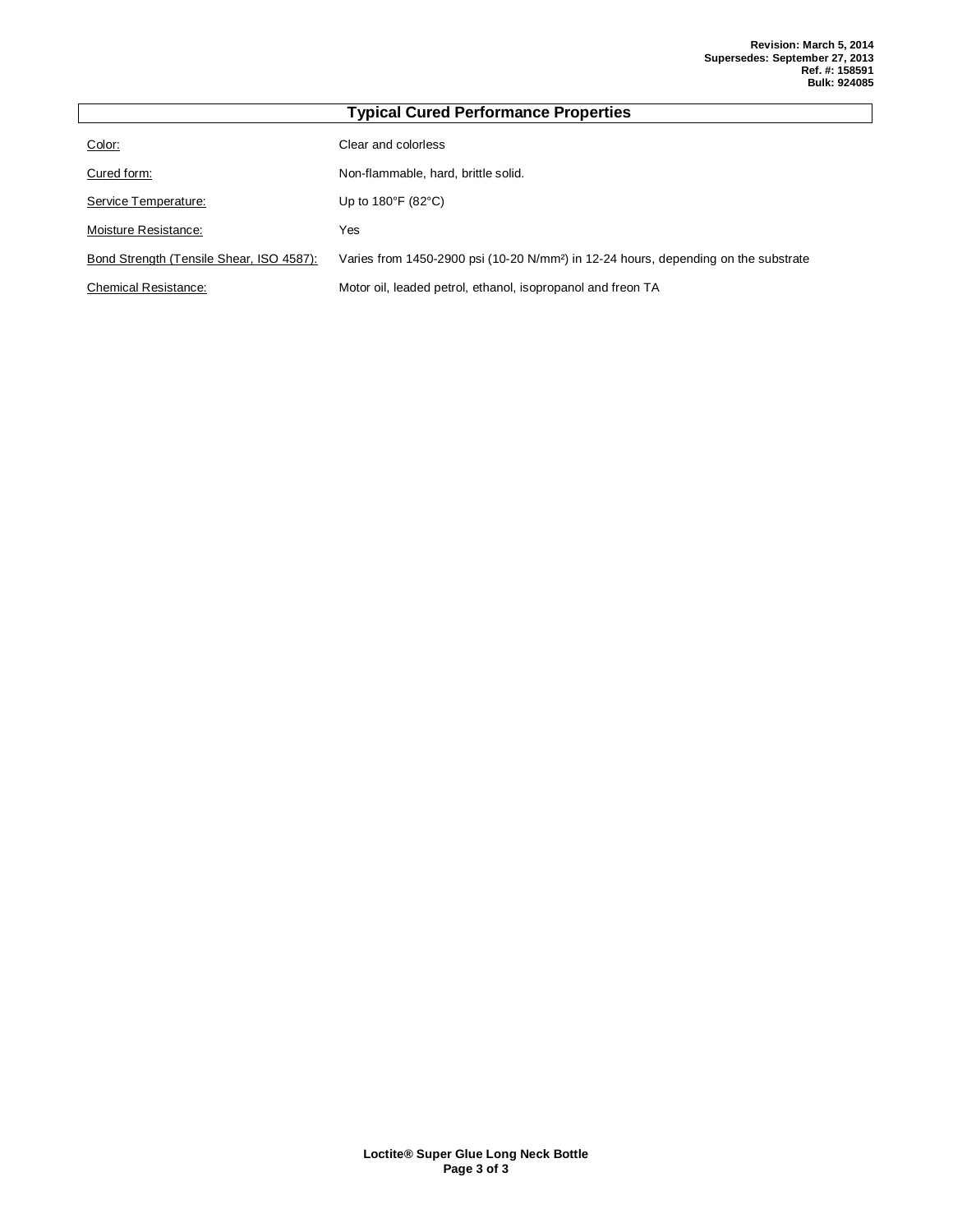## Typical Cured Performance Properties

| | |
|---|---|
| Color: | Clear and colorless |
| Cured form: | Non-flammable, hard, brittle solid. |
| Service Temperature: | Up to 180°F (82°C) |
| Moisture Resistance: | Yes |
| Bond Strength (Tensile Shear, ISO 4587): | Varies from 1450-2900 psi (10-20 N/mm²) in 12-24 hours, depending on the substrate |
| Chemical Resistance: | Motor oil, leaded petrol, ethanol, isopropanol and freon TA |